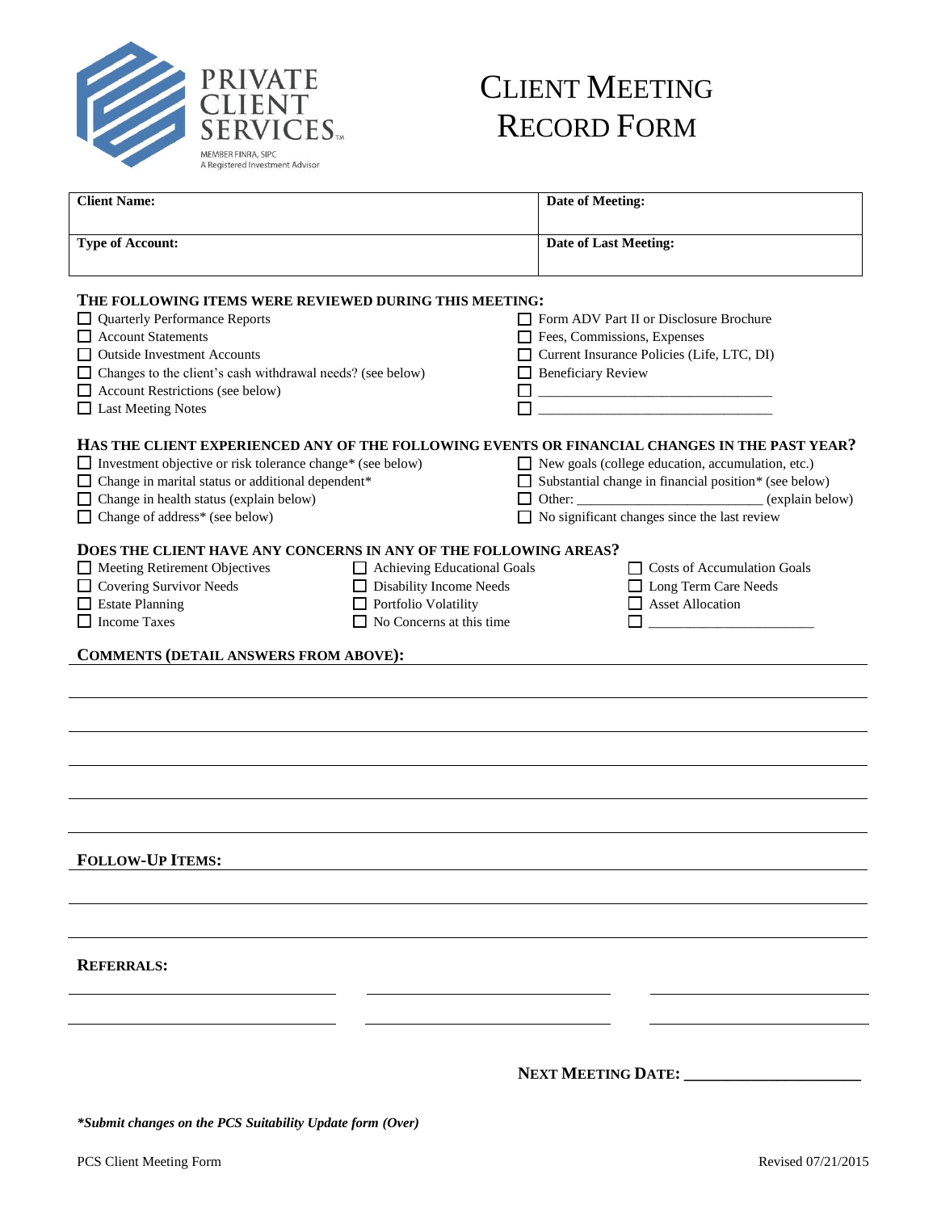PRIVATE CLIENT SERVICES™

MEMBER FINRA, SIPC
A Registered Investment Advisor

# CLIENT MEETING RECORD FORM

| **Client Name:** | **Date of Meeting:** |
|---|---|
| **Type of Account:** | **Date of Last Meeting:** |

### THE FOLLOWING ITEMS WERE REVIEWED DURING THIS MEETING:

- ☐ Quarterly Performance Reports
- ☐ Account Statements
- ☐ Outside Investment Accounts
- ☐ Changes to the client's cash withdrawal needs? (see below)
- ☐ Account Restrictions (see below)
- ☐ Last Meeting Notes
- ☐ Form ADV Part II or Disclosure Brochure
- ☐ Fees, Commissions, Expenses
- ☐ Current Insurance Policies (Life, LTC, DI)
- ☐ Beneficiary Review
- ☐ ________________________________
- ☐ ________________________________

### HAS THE CLIENT EXPERIENCED ANY OF THE FOLLOWING EVENTS OR FINANCIAL CHANGES IN THE PAST YEAR?

- ☐ Investment objective or risk tolerance change* (see below)
- ☐ Change in marital status or additional dependent*
- ☐ Change in health status (explain below)
- ☐ Change of address* (see below)
- ☐ New goals (college education, accumulation, etc.)
- ☐ Substantial change in financial position* (see below)
- ☐ Other: __________________________ (explain below)
- ☐ No significant changes since the last review

### DOES THE CLIENT HAVE ANY CONCERNS IN ANY OF THE FOLLOWING AREAS?

- ☐ Meeting Retirement Objectives
- ☐ Covering Survivor Needs
- ☐ Estate Planning
- ☐ Income Taxes
- ☐ Achieving Educational Goals
- ☐ Disability Income Needs
- ☐ Portfolio Volatility
- ☐ No Concerns at this time
- ☐ Costs of Accumulation Goals
- ☐ Long Term Care Needs
- ☐ Asset Allocation
- ☐ ______________________

### COMMENTS (DETAIL ANSWERS FROM ABOVE):

______________________________________________________________________

______________________________________________________________________

______________________________________________________________________

______________________________________________________________________

______________________________________________________________________

### FOLLOW-UP ITEMS:

______________________________________________________________________

______________________________________________________________________

### REFERRALS:

______________________ ______________________ ______________________

______________________ ______________________ ______________________

**NEXT MEETING DATE:** ______________________

***Submit changes on the PCS Suitability Update form (Over)**

PCS Client Meeting Form — Revised 07/21/2015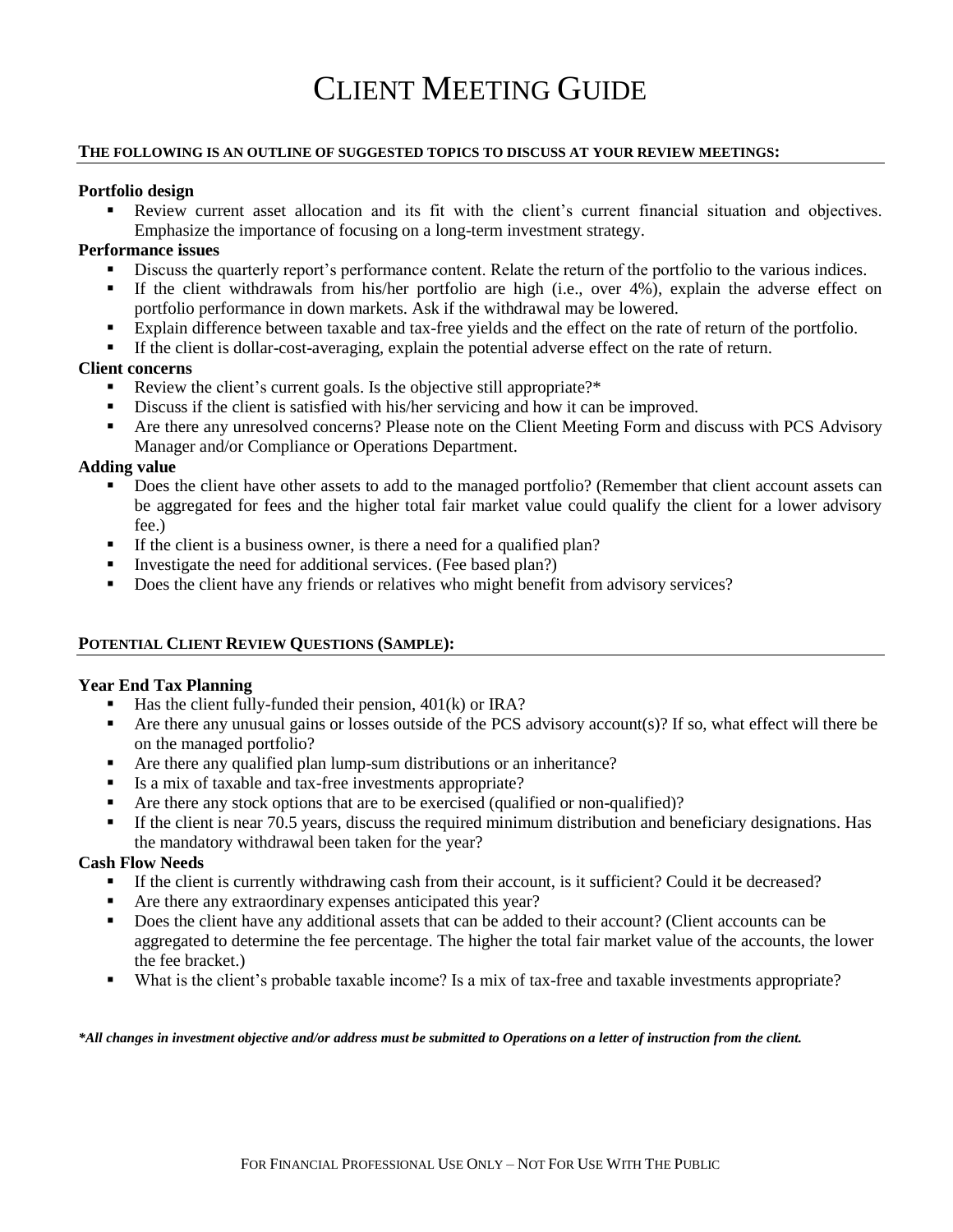# CLIENT MEETING GUIDE

**THE FOLLOWING IS AN OUTLINE OF SUGGESTED TOPICS TO DISCUSS AT YOUR REVIEW MEETINGS:**

**Portfolio design**

- Review current asset allocation and its fit with the client's current financial situation and objectives. Emphasize the importance of focusing on a long-term investment strategy.

**Performance issues**

- Discuss the quarterly report's performance content. Relate the return of the portfolio to the various indices.
- If the client withdrawals from his/her portfolio are high (i.e., over 4%), explain the adverse effect on portfolio performance in down markets. Ask if the withdrawal may be lowered.
- Explain difference between taxable and tax-free yields and the effect on the rate of return of the portfolio.
- If the client is dollar-cost-averaging, explain the potential adverse effect on the rate of return.

**Client concerns**

- Review the client's current goals. Is the objective still appropriate?*
- Discuss if the client is satisfied with his/her servicing and how it can be improved.
- Are there any unresolved concerns? Please note on the Client Meeting Form and discuss with PCS Advisory Manager and/or Compliance or Operations Department.

**Adding value**

- Does the client have other assets to add to the managed portfolio? (Remember that client account assets can be aggregated for fees and the higher total fair market value could qualify the client for a lower advisory fee.)
- If the client is a business owner, is there a need for a qualified plan?
- Investigate the need for additional services. (Fee based plan?)
- Does the client have any friends or relatives who might benefit from advisory services?

**POTENTIAL CLIENT REVIEW QUESTIONS (SAMPLE):**

**Year End Tax Planning**

- Has the client fully-funded their pension, 401(k) or IRA?
- Are there any unusual gains or losses outside of the PCS advisory account(s)? If so, what effect will there be on the managed portfolio?
- Are there any qualified plan lump-sum distributions or an inheritance?
- Is a mix of taxable and tax-free investments appropriate?
- Are there any stock options that are to be exercised (qualified or non-qualified)?
- If the client is near 70.5 years, discuss the required minimum distribution and beneficiary designations. Has the mandatory withdrawal been taken for the year?

**Cash Flow Needs**

- If the client is currently withdrawing cash from their account, is it sufficient? Could it be decreased?
- Are there any extraordinary expenses anticipated this year?
- Does the client have any additional assets that can be added to their account? (Client accounts can be aggregated to determine the fee percentage. The higher the total fair market value of the accounts, the lower the fee bracket.)
- What is the client's probable taxable income? Is a mix of tax-free and taxable investments appropriate?

***All changes in investment objective and/or address must be submitted to Operations on a letter of instruction from the client.***

FOR FINANCIAL PROFESSIONAL USE ONLY – NOT FOR USE WITH THE PUBLIC